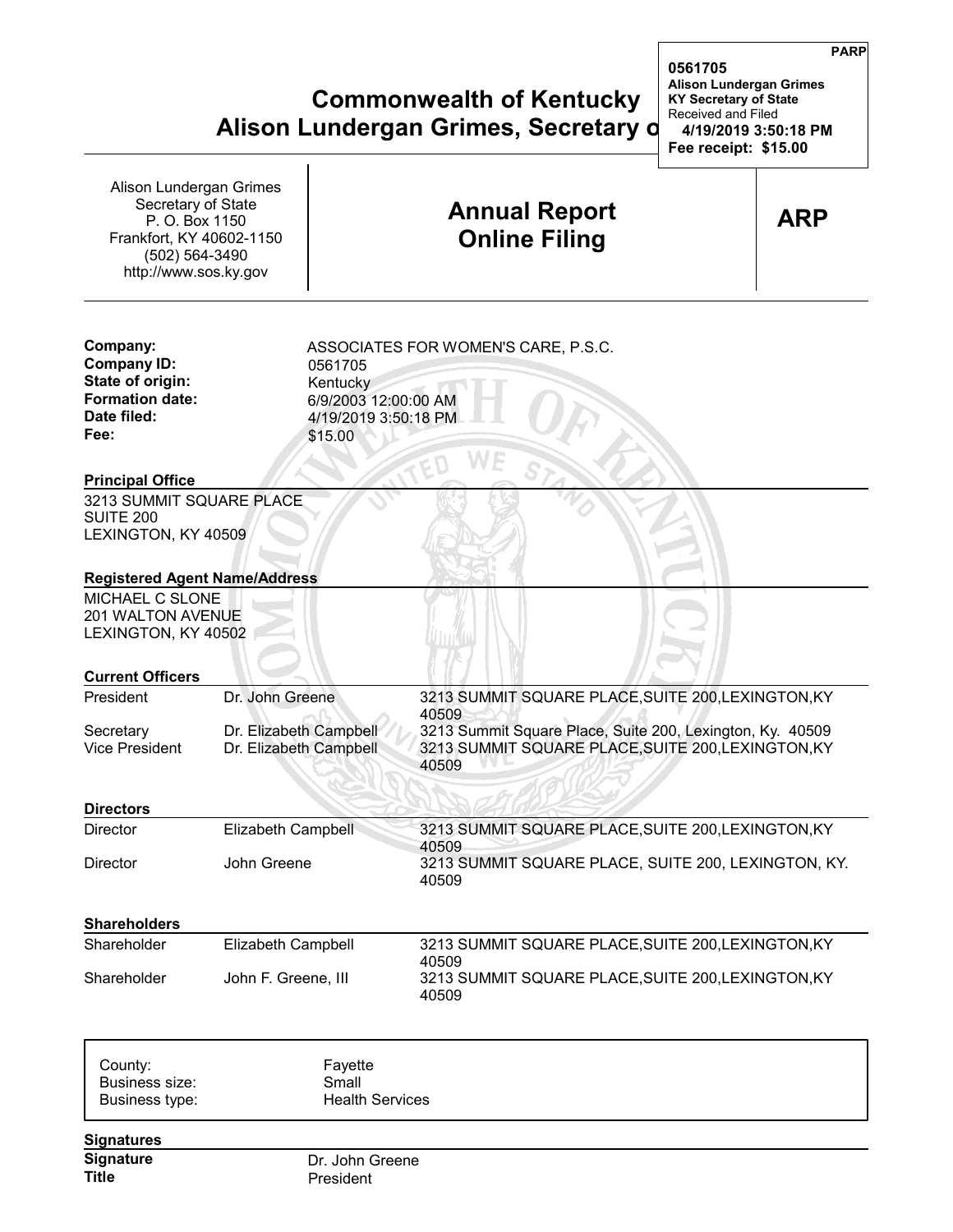PARP

**0561705**
**Alison Lundergan Grimes**
**KY Secretary of State**
Received and Filed
**4/19/2019 3:50:18 PM**
**Fee receipt: $15.00**

# Commonwealth of Kentucky
# Alison Lundergan Grimes, Secretary o

Alison Lundergan Grimes
Secretary of State
P. O. Box 1150
Frankfort, KY 40602-1150
(502) 564-3490
http://www.sos.ky.gov

## Annual Report Online Filing

**ARP**

| | |
|---|---|
| **Company:** | ASSOCIATES FOR WOMEN'S CARE, P.S.C. |
| **Company ID:** | 0561705 |
| **State of origin:** | Kentucky |
| **Formation date:** | 6/9/2003 12:00:00 AM |
| **Date filed:** | 4/19/2019 3:50:18 PM |
| **Fee:** | $15.00 |

**Principal Office**

3213 SUMMIT SQUARE PLACE
SUITE 200
LEXINGTON, KY 40509

**Registered Agent Name/Address**

MICHAEL C SLONE
201 WALTON AVENUE
LEXINGTON, KY 40502

**Current Officers**

| | | |
|---|---|---|
| President | Dr. John Greene | 3213 SUMMIT SQUARE PLACE,SUITE 200,LEXINGTON,KY 40509 |
| Secretary | Dr. Elizabeth Campbell | 3213 Summit Square Place, Suite 200, Lexington, Ky. 40509 |
| Vice President | Dr. Elizabeth Campbell | 3213 SUMMIT SQUARE PLACE,SUITE 200,LEXINGTON,KY 40509 |

**Directors**

| | | |
|---|---|---|
| Director | Elizabeth Campbell | 3213 SUMMIT SQUARE PLACE,SUITE 200,LEXINGTON,KY 40509 |
| Director | John Greene | 3213 SUMMIT SQUARE PLACE, SUITE 200, LEXINGTON, KY. 40509 |

**Shareholders**

| | | |
|---|---|---|
| Shareholder | Elizabeth Campbell | 3213 SUMMIT SQUARE PLACE,SUITE 200,LEXINGTON,KY 40509 |
| Shareholder | John F. Greene, III | 3213 SUMMIT SQUARE PLACE,SUITE 200,LEXINGTON,KY 40509 |

| | |
|---|---|
| County: | Fayette |
| Business size: | Small |
| Business type: | Health Services |

**Signatures**

| | |
|---|---|
| **Signature** | Dr. John Greene |
| **Title** | President |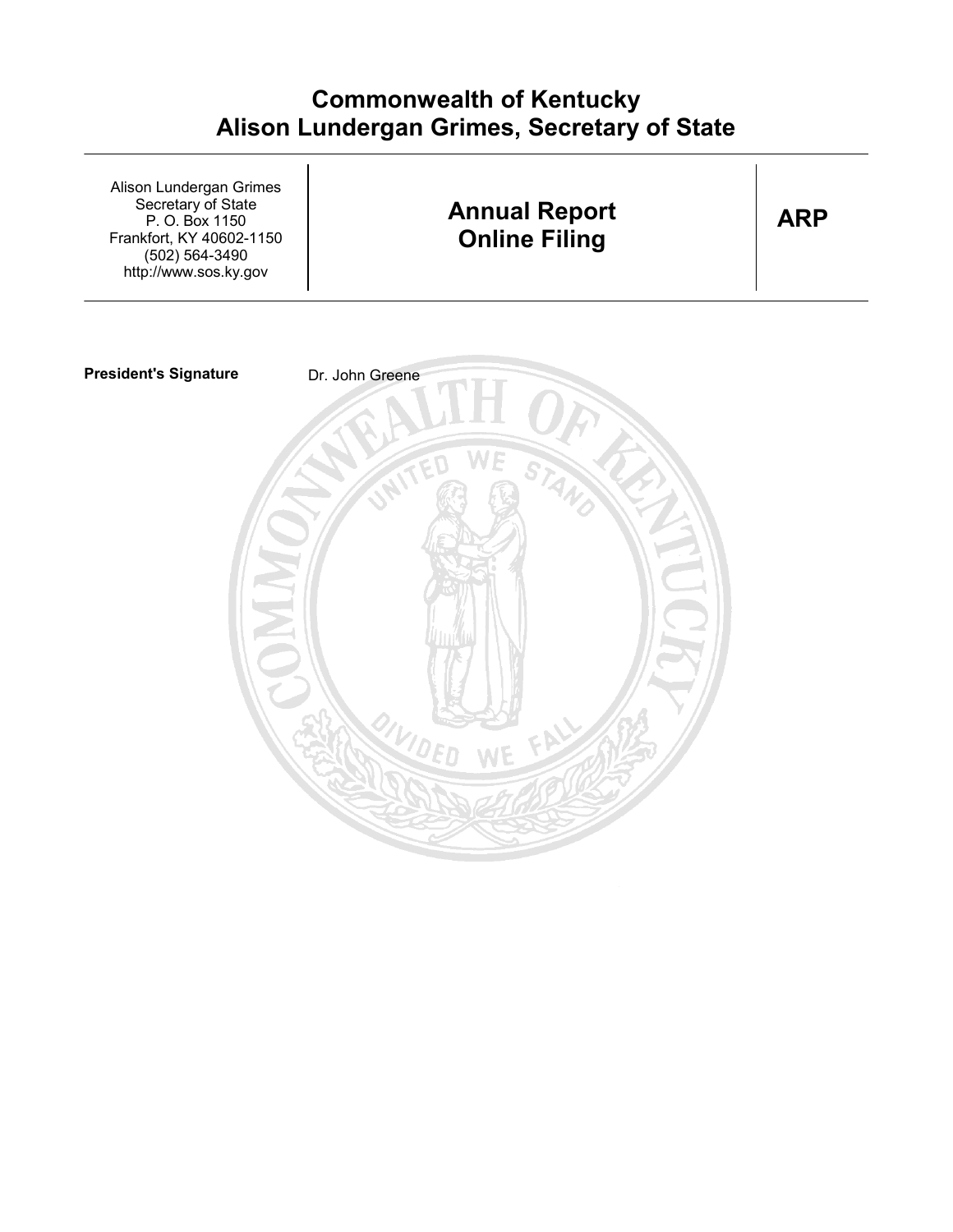# Commonwealth of Kentucky
# Alison Lundergan Grimes, Secretary of State

Alison Lundergan Grimes
Secretary of State
P. O. Box 1150
Frankfort, KY 40602-1150
(502) 564-3490
http://www.sos.ky.gov

## Annual Report Online Filing

## ARP

**President's Signature** Dr. John Greene